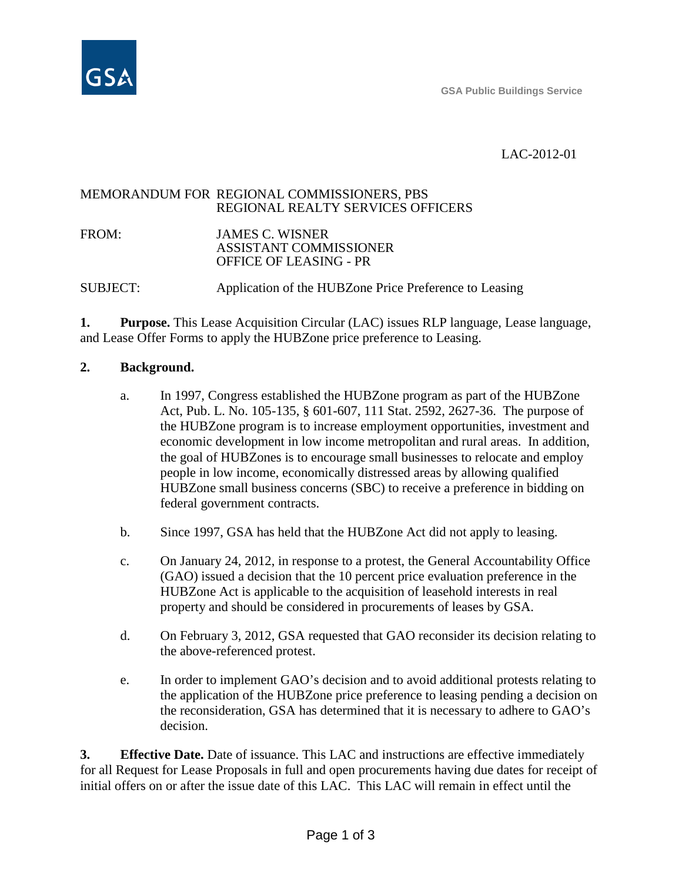GSA Public Buildings Service

LAC-2012-01

MEMORANDUM FOR REGIONAL COMMISSIONERS, PBS
REGIONAL REALTY SERVICES OFFICERS

FROM: JAMES C. WISNER
ASSISTANT COMMISSIONER
OFFICE OF LEASING - PR

SUBJECT: Application of the HUBZone Price Preference to Leasing

**1. Purpose.** This Lease Acquisition Circular (LAC) issues RLP language, Lease language, and Lease Offer Forms to apply the HUBZone price preference to Leasing.

**2. Background.**

a. In 1997, Congress established the HUBZone program as part of the HUBZone Act, Pub. L. No. 105-135, § 601-607, 111 Stat. 2592, 2627-36. The purpose of the HUBZone program is to increase employment opportunities, investment and economic development in low income metropolitan and rural areas. In addition, the goal of HUBZones is to encourage small businesses to relocate and employ people in low income, economically distressed areas by allowing qualified HUBZone small business concerns (SBC) to receive a preference in bidding on federal government contracts.

b. Since 1997, GSA has held that the HUBZone Act did not apply to leasing.

c. On January 24, 2012, in response to a protest, the General Accountability Office (GAO) issued a decision that the 10 percent price evaluation preference in the HUBZone Act is applicable to the acquisition of leasehold interests in real property and should be considered in procurements of leases by GSA.

d. On February 3, 2012, GSA requested that GAO reconsider its decision relating to the above-referenced protest.

e. In order to implement GAO's decision and to avoid additional protests relating to the application of the HUBZone price preference to leasing pending a decision on the reconsideration, GSA has determined that it is necessary to adhere to GAO's decision.

**3. Effective Date.** Date of issuance. This LAC and instructions are effective immediately for all Request for Lease Proposals in full and open procurements having due dates for receipt of initial offers on or after the issue date of this LAC. This LAC will remain in effect until the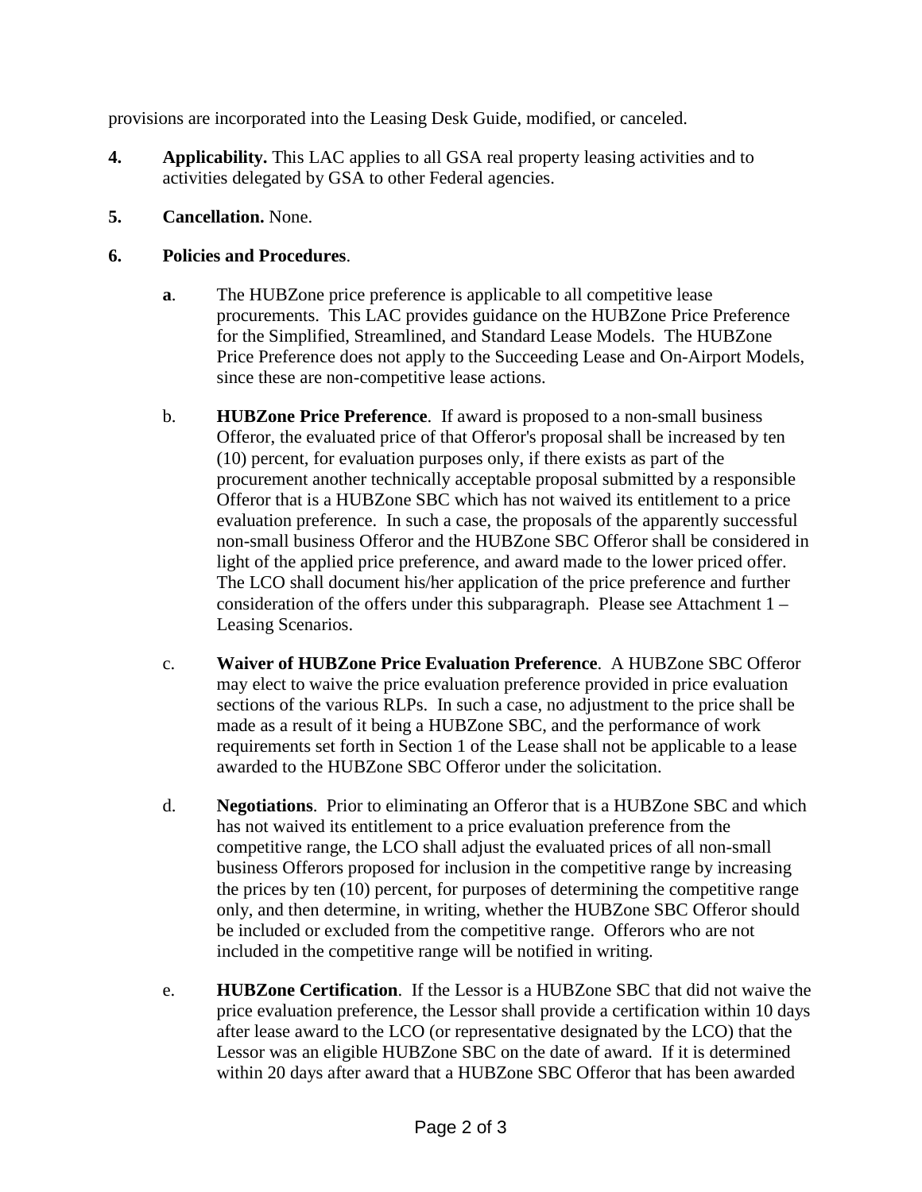provisions are incorporated into the Leasing Desk Guide, modified, or canceled.

**4. Applicability.** This LAC applies to all GSA real property leasing activities and to activities delegated by GSA to other Federal agencies.

**5. Cancellation.** None.

**6. Policies and Procedures**.

**a**. The HUBZone price preference is applicable to all competitive lease procurements. This LAC provides guidance on the HUBZone Price Preference for the Simplified, Streamlined, and Standard Lease Models. The HUBZone Price Preference does not apply to the Succeeding Lease and On-Airport Models, since these are non-competitive lease actions.

b. **HUBZone Price Preference**. If award is proposed to a non-small business Offeror, the evaluated price of that Offeror's proposal shall be increased by ten (10) percent, for evaluation purposes only, if there exists as part of the procurement another technically acceptable proposal submitted by a responsible Offeror that is a HUBZone SBC which has not waived its entitlement to a price evaluation preference. In such a case, the proposals of the apparently successful non-small business Offeror and the HUBZone SBC Offeror shall be considered in light of the applied price preference, and award made to the lower priced offer. The LCO shall document his/her application of the price preference and further consideration of the offers under this subparagraph. Please see Attachment 1 – Leasing Scenarios.

c. **Waiver of HUBZone Price Evaluation Preference**. A HUBZone SBC Offeror may elect to waive the price evaluation preference provided in price evaluation sections of the various RLPs. In such a case, no adjustment to the price shall be made as a result of it being a HUBZone SBC, and the performance of work requirements set forth in Section 1 of the Lease shall not be applicable to a lease awarded to the HUBZone SBC Offeror under the solicitation.

d. **Negotiations**. Prior to eliminating an Offeror that is a HUBZone SBC and which has not waived its entitlement to a price evaluation preference from the competitive range, the LCO shall adjust the evaluated prices of all non-small business Offerors proposed for inclusion in the competitive range by increasing the prices by ten (10) percent, for purposes of determining the competitive range only, and then determine, in writing, whether the HUBZone SBC Offeror should be included or excluded from the competitive range. Offerors who are not included in the competitive range will be notified in writing.

e. **HUBZone Certification**. If the Lessor is a HUBZone SBC that did not waive the price evaluation preference, the Lessor shall provide a certification within 10 days after lease award to the LCO (or representative designated by the LCO) that the Lessor was an eligible HUBZone SBC on the date of award. If it is determined within 20 days after award that a HUBZone SBC Offeror that has been awarded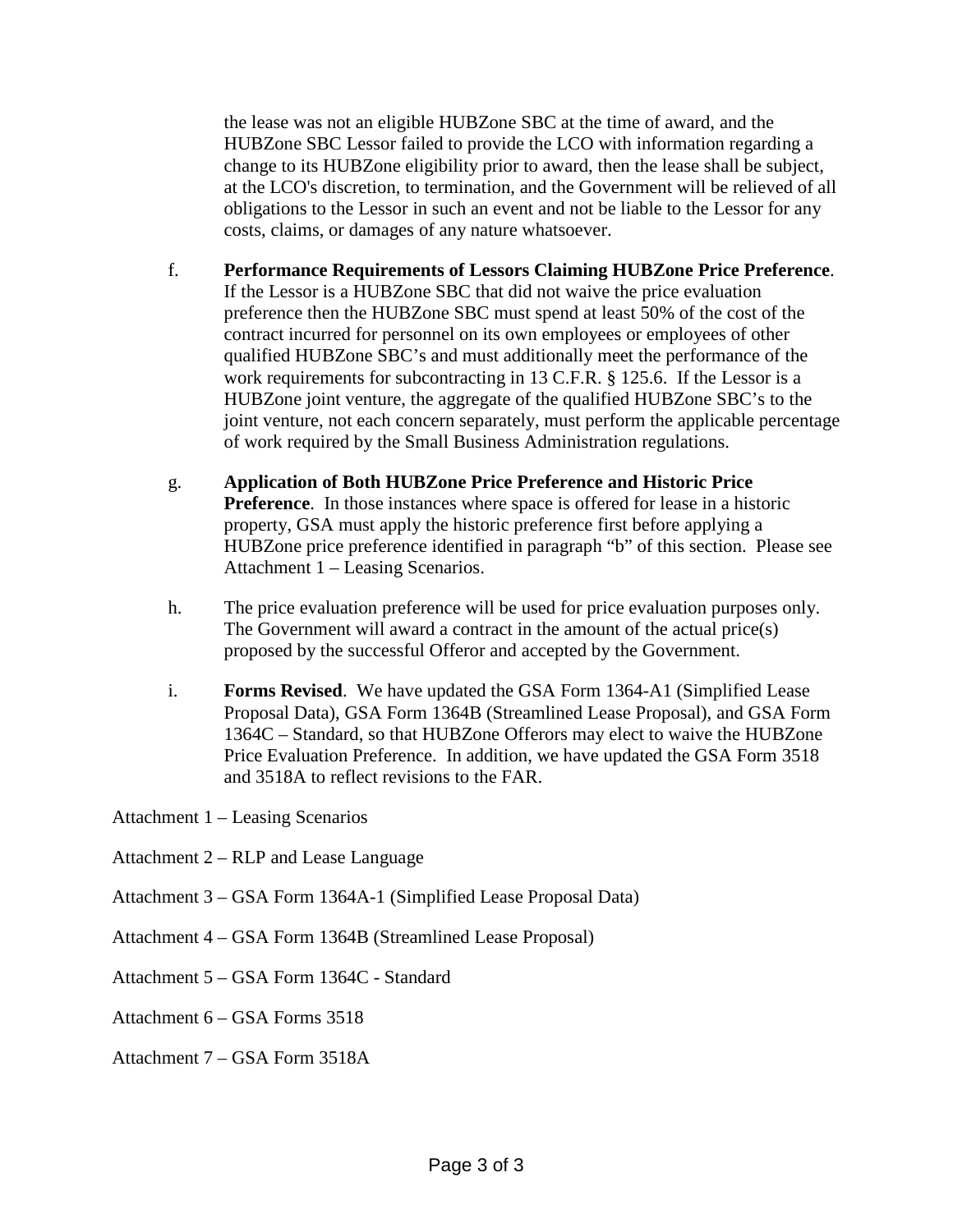the lease was not an eligible HUBZone SBC at the time of award, and the HUBZone SBC Lessor failed to provide the LCO with information regarding a change to its HUBZone eligibility prior to award, then the lease shall be subject, at the LCO's discretion, to termination, and the Government will be relieved of all obligations to the Lessor in such an event and not be liable to the Lessor for any costs, claims, or damages of any nature whatsoever.

f. **Performance Requirements of Lessors Claiming HUBZone Price Preference**. If the Lessor is a HUBZone SBC that did not waive the price evaluation preference then the HUBZone SBC must spend at least 50% of the cost of the contract incurred for personnel on its own employees or employees of other qualified HUBZone SBC's and must additionally meet the performance of the work requirements for subcontracting in 13 C.F.R. § 125.6. If the Lessor is a HUBZone joint venture, the aggregate of the qualified HUBZone SBC's to the joint venture, not each concern separately, must perform the applicable percentage of work required by the Small Business Administration regulations.

g. **Application of Both HUBZone Price Preference and Historic Price Preference**. In those instances where space is offered for lease in a historic property, GSA must apply the historic preference first before applying a HUBZone price preference identified in paragraph "b" of this section. Please see Attachment 1 – Leasing Scenarios.

h. The price evaluation preference will be used for price evaluation purposes only. The Government will award a contract in the amount of the actual price(s) proposed by the successful Offeror and accepted by the Government.

i. **Forms Revised**. We have updated the GSA Form 1364-A1 (Simplified Lease Proposal Data), GSA Form 1364B (Streamlined Lease Proposal), and GSA Form 1364C – Standard, so that HUBZone Offerors may elect to waive the HUBZone Price Evaluation Preference. In addition, we have updated the GSA Form 3518 and 3518A to reflect revisions to the FAR.

Attachment 1 – Leasing Scenarios

Attachment 2 – RLP and Lease Language

Attachment 3 – GSA Form 1364A-1 (Simplified Lease Proposal Data)

Attachment 4 – GSA Form 1364B (Streamlined Lease Proposal)

Attachment 5 – GSA Form 1364C - Standard

Attachment 6 – GSA Forms 3518

Attachment 7 – GSA Form 3518A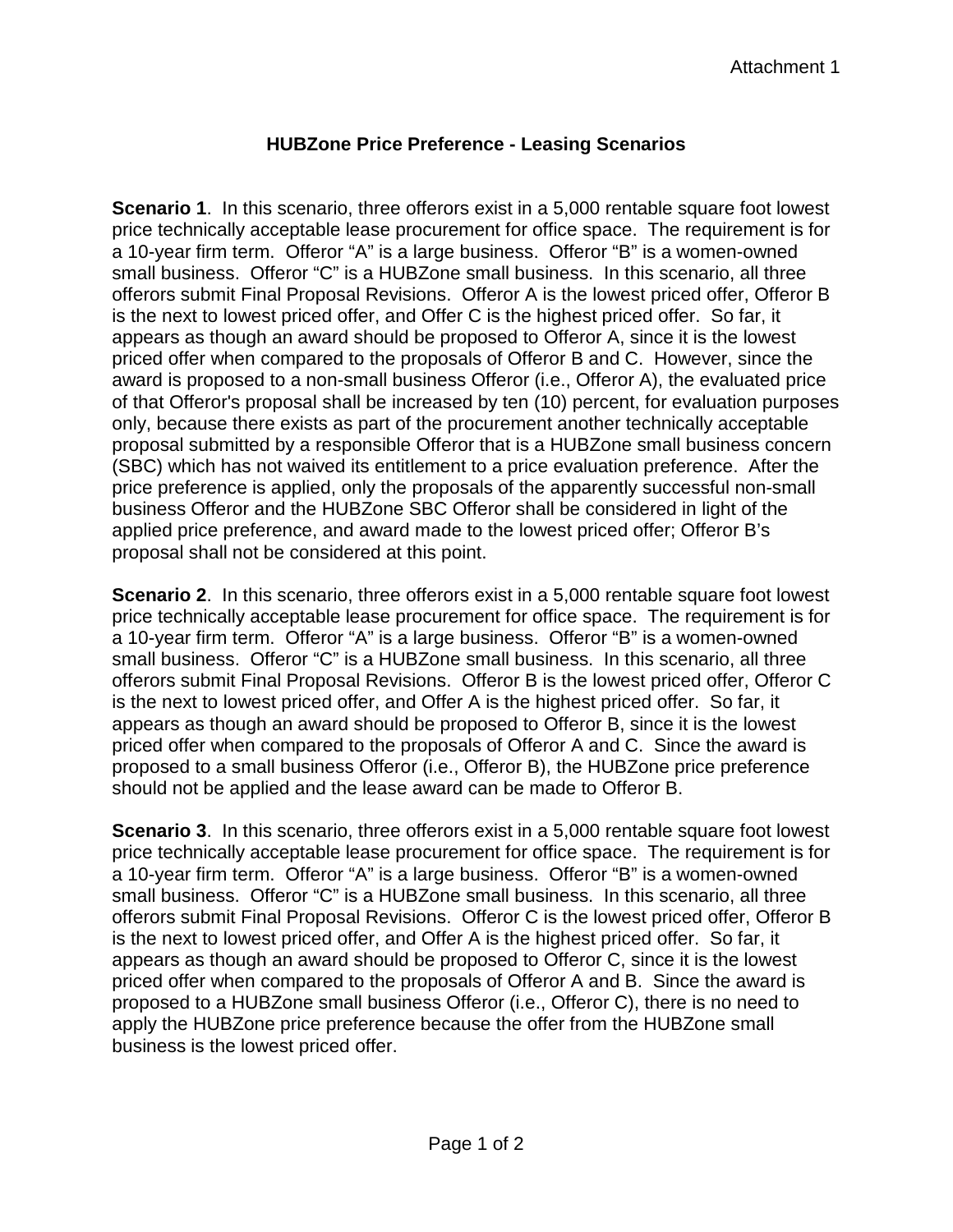Attachment 1

# HUBZone Price Preference - Leasing Scenarios

**Scenario 1**. In this scenario, three offerors exist in a 5,000 rentable square foot lowest price technically acceptable lease procurement for office space. The requirement is for a 10-year firm term. Offeror "A" is a large business. Offeror "B" is a women-owned small business. Offeror "C" is a HUBZone small business. In this scenario, all three offerors submit Final Proposal Revisions. Offeror A is the lowest priced offer, Offeror B is the next to lowest priced offer, and Offer C is the highest priced offer. So far, it appears as though an award should be proposed to Offeror A, since it is the lowest priced offer when compared to the proposals of Offeror B and C. However, since the award is proposed to a non-small business Offeror (i.e., Offeror A), the evaluated price of that Offeror's proposal shall be increased by ten (10) percent, for evaluation purposes only, because there exists as part of the procurement another technically acceptable proposal submitted by a responsible Offeror that is a HUBZone small business concern (SBC) which has not waived its entitlement to a price evaluation preference. After the price preference is applied, only the proposals of the apparently successful non-small business Offeror and the HUBZone SBC Offeror shall be considered in light of the applied price preference, and award made to the lowest priced offer; Offeror B's proposal shall not be considered at this point.

**Scenario 2**. In this scenario, three offerors exist in a 5,000 rentable square foot lowest price technically acceptable lease procurement for office space. The requirement is for a 10-year firm term. Offeror "A" is a large business. Offeror "B" is a women-owned small business. Offeror "C" is a HUBZone small business. In this scenario, all three offerors submit Final Proposal Revisions. Offeror B is the lowest priced offer, Offeror C is the next to lowest priced offer, and Offer A is the highest priced offer. So far, it appears as though an award should be proposed to Offeror B, since it is the lowest priced offer when compared to the proposals of Offeror A and C. Since the award is proposed to a small business Offeror (i.e., Offeror B), the HUBZone price preference should not be applied and the lease award can be made to Offeror B.

**Scenario 3**. In this scenario, three offerors exist in a 5,000 rentable square foot lowest price technically acceptable lease procurement for office space. The requirement is for a 10-year firm term. Offeror "A" is a large business. Offeror "B" is a women-owned small business. Offeror "C" is a HUBZone small business. In this scenario, all three offerors submit Final Proposal Revisions. Offeror C is the lowest priced offer, Offeror B is the next to lowest priced offer, and Offer A is the highest priced offer. So far, it appears as though an award should be proposed to Offeror C, since it is the lowest priced offer when compared to the proposals of Offeror A and B. Since the award is proposed to a HUBZone small business Offeror (i.e., Offeror C), there is no need to apply the HUBZone price preference because the offer from the HUBZone small business is the lowest priced offer.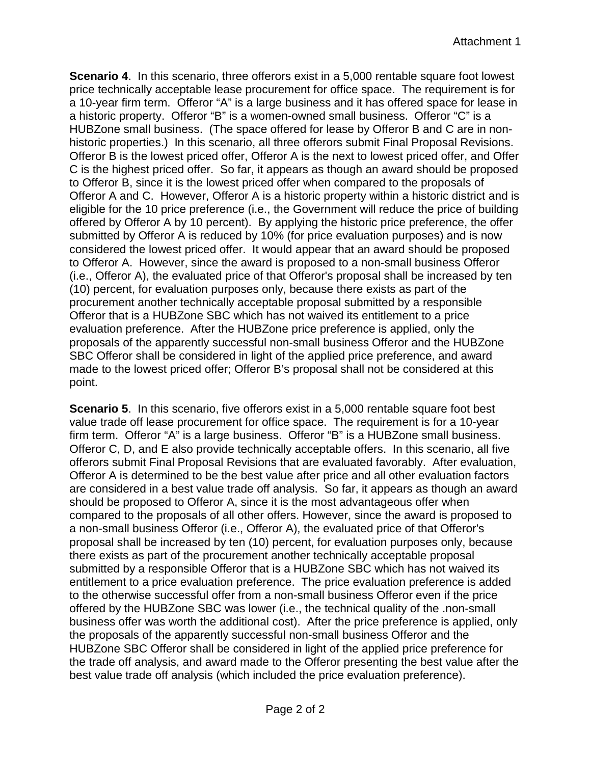Attachment 1

**Scenario 4**. In this scenario, three offerors exist in a 5,000 rentable square foot lowest price technically acceptable lease procurement for office space. The requirement is for a 10-year firm term. Offeror "A" is a large business and it has offered space for lease in a historic property. Offeror "B" is a women-owned small business. Offeror "C" is a HUBZone small business. (The space offered for lease by Offeror B and C are in non-historic properties.) In this scenario, all three offerors submit Final Proposal Revisions. Offeror B is the lowest priced offer, Offeror A is the next to lowest priced offer, and Offer C is the highest priced offer. So far, it appears as though an award should be proposed to Offeror B, since it is the lowest priced offer when compared to the proposals of Offeror A and C. However, Offeror A is a historic property within a historic district and is eligible for the 10 price preference (i.e., the Government will reduce the price of building offered by Offeror A by 10 percent). By applying the historic price preference, the offer submitted by Offeror A is reduced by 10% (for price evaluation purposes) and is now considered the lowest priced offer. It would appear that an award should be proposed to Offeror A. However, since the award is proposed to a non-small business Offeror (i.e., Offeror A), the evaluated price of that Offeror's proposal shall be increased by ten (10) percent, for evaluation purposes only, because there exists as part of the procurement another technically acceptable proposal submitted by a responsible Offeror that is a HUBZone SBC which has not waived its entitlement to a price evaluation preference. After the HUBZone price preference is applied, only the proposals of the apparently successful non-small business Offeror and the HUBZone SBC Offeror shall be considered in light of the applied price preference, and award made to the lowest priced offer; Offeror B's proposal shall not be considered at this point.

**Scenario 5**. In this scenario, five offerors exist in a 5,000 rentable square foot best value trade off lease procurement for office space. The requirement is for a 10-year firm term. Offeror "A" is a large business. Offeror "B" is a HUBZone small business. Offeror C, D, and E also provide technically acceptable offers. In this scenario, all five offerors submit Final Proposal Revisions that are evaluated favorably. After evaluation, Offeror A is determined to be the best value after price and all other evaluation factors are considered in a best value trade off analysis. So far, it appears as though an award should be proposed to Offeror A, since it is the most advantageous offer when compared to the proposals of all other offers. However, since the award is proposed to a non-small business Offeror (i.e., Offeror A), the evaluated price of that Offeror's proposal shall be increased by ten (10) percent, for evaluation purposes only, because there exists as part of the procurement another technically acceptable proposal submitted by a responsible Offeror that is a HUBZone SBC which has not waived its entitlement to a price evaluation preference. The price evaluation preference is added to the otherwise successful offer from a non-small business Offeror even if the price offered by the HUBZone SBC was lower (i.e., the technical quality of the .non-small business offer was worth the additional cost). After the price preference is applied, only the proposals of the apparently successful non-small business Offeror and the HUBZone SBC Offeror shall be considered in light of the applied price preference for the trade off analysis, and award made to the Offeror presenting the best value after the best value trade off analysis (which included the price evaluation preference).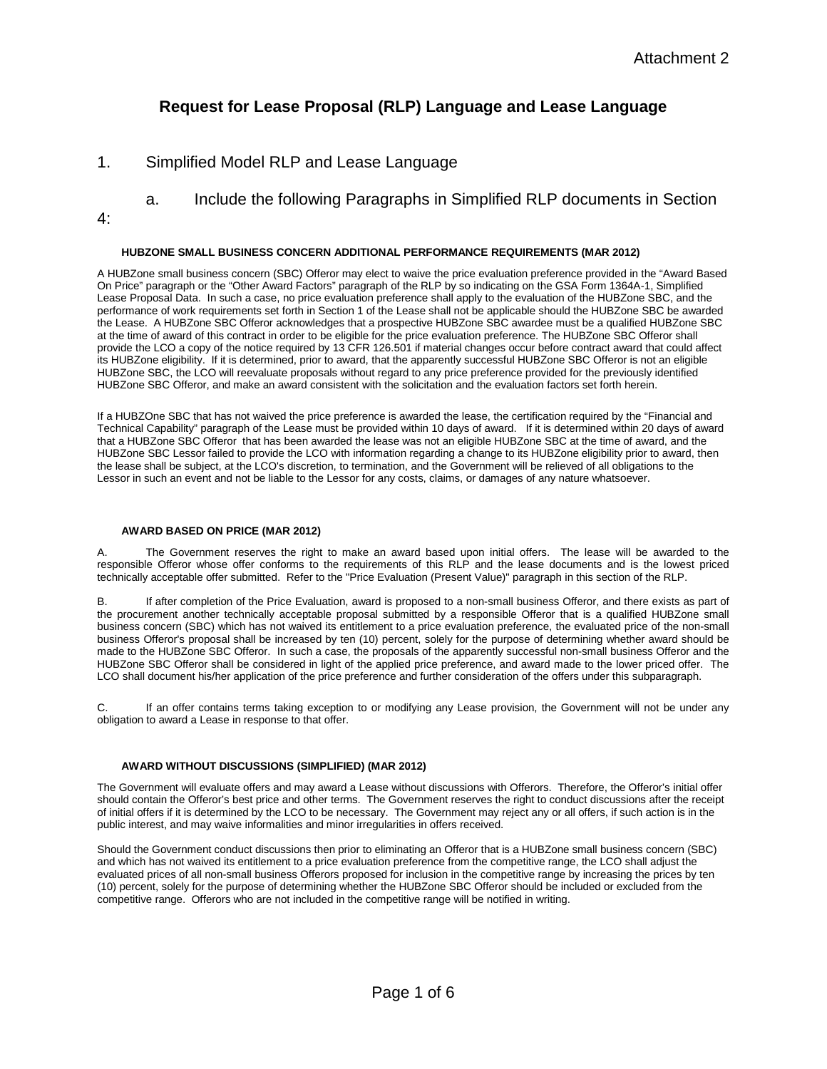Attachment 2

# Request for Lease Proposal (RLP) Language and Lease Language

## 1. Simplified Model RLP and Lease Language

### a. Include the following Paragraphs in Simplified RLP documents in Section 4:

**HUBZONE SMALL BUSINESS CONCERN ADDITIONAL PERFORMANCE REQUIREMENTS (MAR 2012)**

A HUBZone small business concern (SBC) Offeror may elect to waive the price evaluation preference provided in the "Award Based On Price" paragraph or the "Other Award Factors" paragraph of the RLP by so indicating on the GSA Form 1364A-1, Simplified Lease Proposal Data. In such a case, no price evaluation preference shall apply to the evaluation of the HUBZone SBC, and the performance of work requirements set forth in Section 1 of the Lease shall not be applicable should the HUBZone SBC be awarded the Lease. A HUBZone SBC Offeror acknowledges that a prospective HUBZone SBC awardee must be a qualified HUBZone SBC at the time of award of this contract in order to be eligible for the price evaluation preference. The HUBZone SBC Offeror shall provide the LCO a copy of the notice required by 13 CFR 126.501 if material changes occur before contract award that could affect its HUBZone eligibility. If it is determined, prior to award, that the apparently successful HUBZone SBC Offeror is not an eligible HUBZone SBC, the LCO will reevaluate proposals without regard to any price preference provided for the previously identified HUBZone SBC Offeror, and make an award consistent with the solicitation and the evaluation factors set forth herein.

If a HUBZOne SBC that has not waived the price preference is awarded the lease, the certification required by the "Financial and Technical Capability" paragraph of the Lease must be provided within 10 days of award. If it is determined within 20 days of award that a HUBZone SBC Offeror that has been awarded the lease was not an eligible HUBZone SBC at the time of award, and the HUBZone SBC Lessor failed to provide the LCO with information regarding a change to its HUBZone eligibility prior to award, then the lease shall be subject, at the LCO's discretion, to termination, and the Government will be relieved of all obligations to the Lessor in such an event and not be liable to the Lessor for any costs, claims, or damages of any nature whatsoever.

**AWARD BASED ON PRICE (MAR 2012)**

A. The Government reserves the right to make an award based upon initial offers. The lease will be awarded to the responsible Offeror whose offer conforms to the requirements of this RLP and the lease documents and is the lowest priced technically acceptable offer submitted. Refer to the "Price Evaluation (Present Value)" paragraph in this section of the RLP.

B. If after completion of the Price Evaluation, award is proposed to a non-small business Offeror, and there exists as part of the procurement another technically acceptable proposal submitted by a responsible Offeror that is a qualified HUBZone small business concern (SBC) which has not waived its entitlement to a price evaluation preference, the evaluated price of the non-small business Offeror's proposal shall be increased by ten (10) percent, solely for the purpose of determining whether award should be made to the HUBZone SBC Offeror. In such a case, the proposals of the apparently successful non-small business Offeror and the HUBZone SBC Offeror shall be considered in light of the applied price preference, and award made to the lower priced offer. The LCO shall document his/her application of the price preference and further consideration of the offers under this subparagraph.

C. If an offer contains terms taking exception to or modifying any Lease provision, the Government will not be under any obligation to award a Lease in response to that offer.

**AWARD WITHOUT DISCUSSIONS (SIMPLIFIED) (MAR 2012)**

The Government will evaluate offers and may award a Lease without discussions with Offerors. Therefore, the Offeror's initial offer should contain the Offeror's best price and other terms. The Government reserves the right to conduct discussions after the receipt of initial offers if it is determined by the LCO to be necessary. The Government may reject any or all offers, if such action is in the public interest, and may waive informalities and minor irregularities in offers received.

Should the Government conduct discussions then prior to eliminating an Offeror that is a HUBZone small business concern (SBC) and which has not waived its entitlement to a price evaluation preference from the competitive range, the LCO shall adjust the evaluated prices of all non-small business Offerors proposed for inclusion in the competitive range by increasing the prices by ten (10) percent, solely for the purpose of determining whether the HUBZone SBC Offeror should be included or excluded from the competitive range. Offerors who are not included in the competitive range will be notified in writing.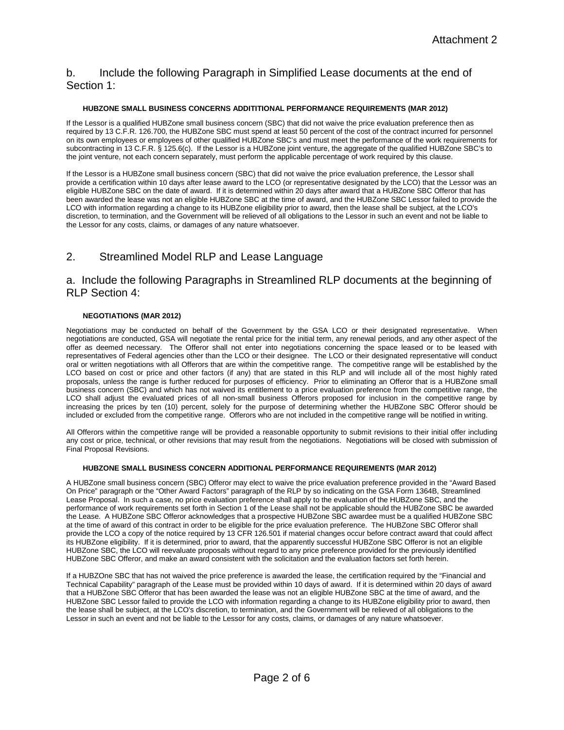Attachment 2

## b. Include the following Paragraph in Simplified Lease documents at the end of Section 1:

#### HUBZONE SMALL BUSINESS CONCERNS ADDITITIONAL PERFORMANCE REQUIREMENTS (MAR 2012)

If the Lessor is a qualified HUBZone small business concern (SBC) that did not waive the price evaluation preference then as required by 13 C.F.R. 126.700, the HUBZone SBC must spend at least 50 percent of the cost of the contract incurred for personnel on its own employees or employees of other qualified HUBZone SBC's and must meet the performance of the work requirements for subcontracting in 13 C.F.R. § 125.6(c). If the Lessor is a HUBZone joint venture, the aggregate of the qualified HUBZone SBC's to the joint venture, not each concern separately, must perform the applicable percentage of work required by this clause.

If the Lessor is a HUBZone small business concern (SBC) that did not waive the price evaluation preference, the Lessor shall provide a certification within 10 days after lease award to the LCO (or representative designated by the LCO) that the Lessor was an eligible HUBZone SBC on the date of award. If it is determined within 20 days after award that a HUBZone SBC Offeror that has been awarded the lease was not an eligible HUBZone SBC at the time of award, and the HUBZone SBC Lessor failed to provide the LCO with information regarding a change to its HUBZone eligibility prior to award, then the lease shall be subject, at the LCO's discretion, to termination, and the Government will be relieved of all obligations to the Lessor in such an event and not be liable to the Lessor for any costs, claims, or damages of any nature whatsoever.

## 2. Streamlined Model RLP and Lease Language

## a. Include the following Paragraphs in Streamlined RLP documents at the beginning of RLP Section 4:

#### NEGOTIATIONS (MAR 2012)

Negotiations may be conducted on behalf of the Government by the GSA LCO or their designated representative. When negotiations are conducted, GSA will negotiate the rental price for the initial term, any renewal periods, and any other aspect of the offer as deemed necessary. The Offeror shall not enter into negotiations concerning the space leased or to be leased with representatives of Federal agencies other than the LCO or their designee. The LCO or their designated representative will conduct oral or written negotiations with all Offerors that are within the competitive range. The competitive range will be established by the LCO based on cost or price and other factors (if any) that are stated in this RLP and will include all of the most highly rated proposals, unless the range is further reduced for purposes of efficiency. Prior to eliminating an Offeror that is a HUBZone small business concern (SBC) and which has not waived its entitlement to a price evaluation preference from the competitive range, the LCO shall adjust the evaluated prices of all non-small business Offerors proposed for inclusion in the competitive range by increasing the prices by ten (10) percent, solely for the purpose of determining whether the HUBZone SBC Offeror should be included or excluded from the competitive range. Offerors who are not included in the competitive range will be notified in writing.

All Offerors within the competitive range will be provided a reasonable opportunity to submit revisions to their initial offer including any cost or price, technical, or other revisions that may result from the negotiations. Negotiations will be closed with submission of Final Proposal Revisions.

#### HUBZONE SMALL BUSINESS CONCERN ADDITIONAL PERFORMANCE REQUIREMENTS (MAR 2012)

A HUBZone small business concern (SBC) Offeror may elect to waive the price evaluation preference provided in the "Award Based On Price" paragraph or the "Other Award Factors" paragraph of the RLP by so indicating on the GSA Form 1364B, Streamlined Lease Proposal. In such a case, no price evaluation preference shall apply to the evaluation of the HUBZone SBC, and the performance of work requirements set forth in Section 1 of the Lease shall not be applicable should the HUBZone SBC be awarded the Lease. A HUBZone SBC Offeror acknowledges that a prospective HUBZone SBC awardee must be a qualified HUBZone SBC at the time of award of this contract in order to be eligible for the price evaluation preference. The HUBZone SBC Offeror shall provide the LCO a copy of the notice required by 13 CFR 126.501 if material changes occur before contract award that could affect its HUBZone eligibility. If it is determined, prior to award, that the apparently successful HUBZone SBC Offeror is not an eligible HUBZone SBC, the LCO will reevaluate proposals without regard to any price preference provided for the previously identified HUBZone SBC Offeror, and make an award consistent with the solicitation and the evaluation factors set forth herein.

If a HUBZOne SBC that has not waived the price preference is awarded the lease, the certification required by the "Financial and Technical Capability" paragraph of the Lease must be provided within 10 days of award. If it is determined within 20 days of award that a HUBZone SBC Offeror that has been awarded the lease was not an eligible HUBZone SBC at the time of award, and the HUBZone SBC Lessor failed to provide the LCO with information regarding a change to its HUBZone eligibility prior to award, then the lease shall be subject, at the LCO's discretion, to termination, and the Government will be relieved of all obligations to the Lessor in such an event and not be liable to the Lessor for any costs, claims, or damages of any nature whatsoever.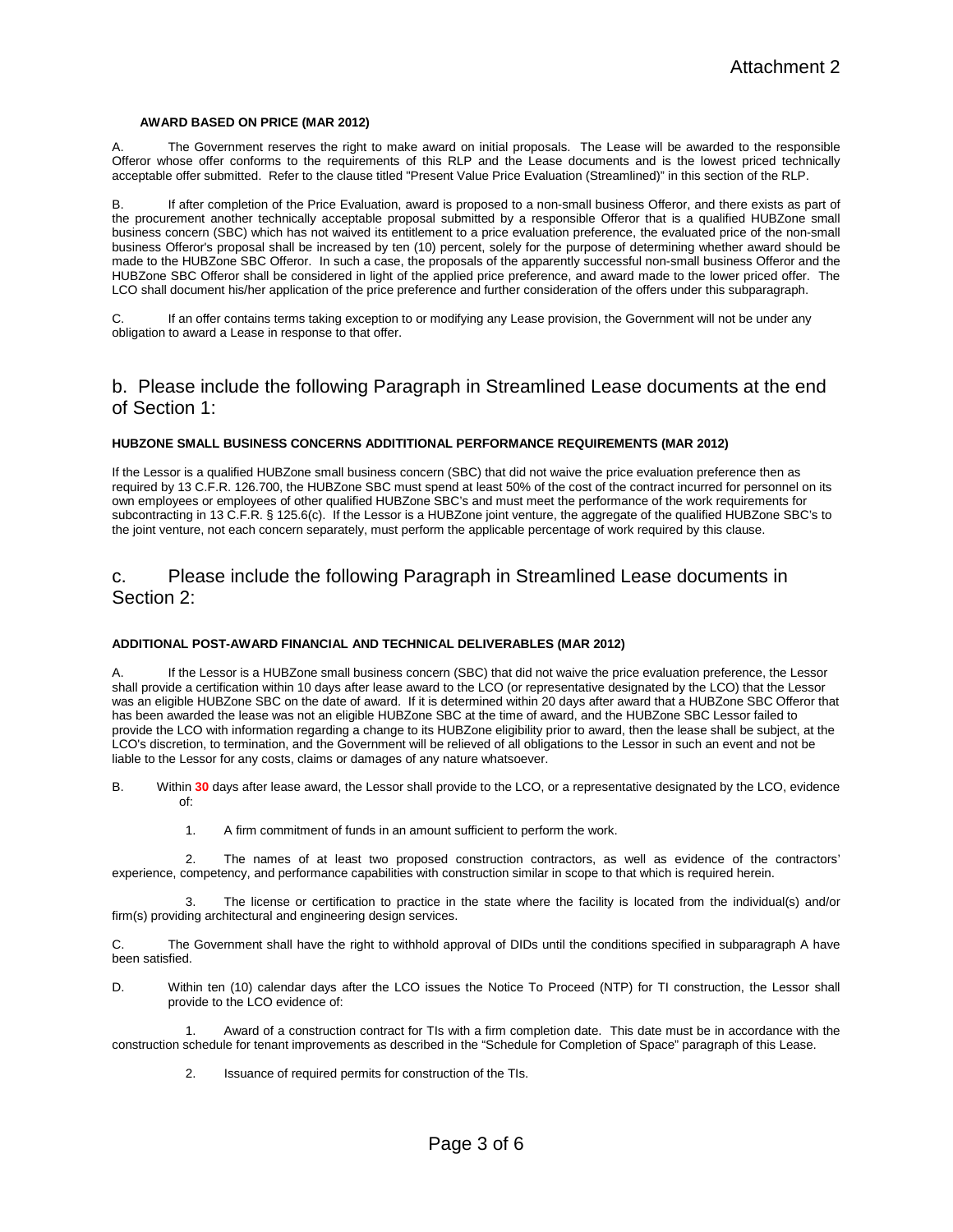### AWARD BASED ON PRICE (MAR 2012)

A. The Government reserves the right to make award on initial proposals. The Lease will be awarded to the responsible Offeror whose offer conforms to the requirements of this RLP and the Lease documents and is the lowest priced technically acceptable offer submitted. Refer to the clause titled "Present Value Price Evaluation (Streamlined)" in this section of the RLP.

B. If after completion of the Price Evaluation, award is proposed to a non-small business Offeror, and there exists as part of the procurement another technically acceptable proposal submitted by a responsible Offeror that is a qualified HUBZone small business concern (SBC) which has not waived its entitlement to a price evaluation preference, the evaluated price of the non-small business Offeror's proposal shall be increased by ten (10) percent, solely for the purpose of determining whether award should be made to the HUBZone SBC Offeror. In such a case, the proposals of the apparently successful non-small business Offeror and the HUBZone SBC Offeror shall be considered in light of the applied price preference, and award made to the lower priced offer. The LCO shall document his/her application of the price preference and further consideration of the offers under this subparagraph.

C. If an offer contains terms taking exception to or modifying any Lease provision, the Government will not be under any obligation to award a Lease in response to that offer.

## b. Please include the following Paragraph in Streamlined Lease documents at the end of Section 1:

### HUBZONE SMALL BUSINESS CONCERNS ADDITITIONAL PERFORMANCE REQUIREMENTS (MAR 2012)

If the Lessor is a qualified HUBZone small business concern (SBC) that did not waive the price evaluation preference then as required by 13 C.F.R. 126.700, the HUBZone SBC must spend at least 50% of the cost of the contract incurred for personnel on its own employees or employees of other qualified HUBZone SBC's and must meet the performance of the work requirements for subcontracting in 13 C.F.R. § 125.6(c). If the Lessor is a HUBZone joint venture, the aggregate of the qualified HUBZone SBC's to the joint venture, not each concern separately, must perform the applicable percentage of work required by this clause.

## c. Please include the following Paragraph in Streamlined Lease documents in Section 2:

### ADDITIONAL POST-AWARD FINANCIAL AND TECHNICAL DELIVERABLES (MAR 2012)

A. If the Lessor is a HUBZone small business concern (SBC) that did not waive the price evaluation preference, the Lessor shall provide a certification within 10 days after lease award to the LCO (or representative designated by the LCO) that the Lessor was an eligible HUBZone SBC on the date of award. If it is determined within 20 days after award that a HUBZone SBC Offeror that has been awarded the lease was not an eligible HUBZone SBC at the time of award, and the HUBZone SBC Lessor failed to provide the LCO with information regarding a change to its HUBZone eligibility prior to award, then the lease shall be subject, at the LCO's discretion, to termination, and the Government will be relieved of all obligations to the Lessor in such an event and not be liable to the Lessor for any costs, claims or damages of any nature whatsoever.

B. Within **30** days after lease award, the Lessor shall provide to the LCO, or a representative designated by the LCO, evidence of:

1. A firm commitment of funds in an amount sufficient to perform the work.

2. The names of at least two proposed construction contractors, as well as evidence of the contractors' experience, competency, and performance capabilities with construction similar in scope to that which is required herein.

3. The license or certification to practice in the state where the facility is located from the individual(s) and/or firm(s) providing architectural and engineering design services.

C. The Government shall have the right to withhold approval of DIDs until the conditions specified in subparagraph A have been satisfied.

D. Within ten (10) calendar days after the LCO issues the Notice To Proceed (NTP) for TI construction, the Lessor shall provide to the LCO evidence of:

1. Award of a construction contract for TIs with a firm completion date. This date must be in accordance with the construction schedule for tenant improvements as described in the "Schedule for Completion of Space" paragraph of this Lease.

2. Issuance of required permits for construction of the TIs.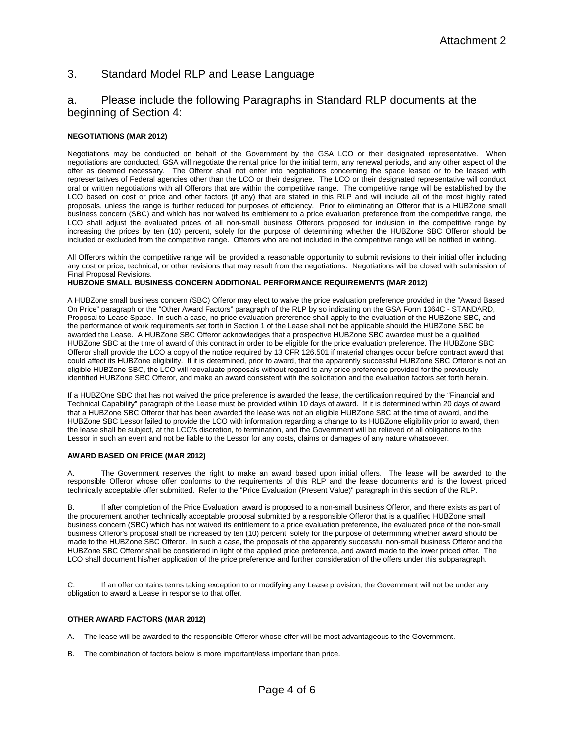Attachment 2

## 3. Standard Model RLP and Lease Language

### a. Please include the following Paragraphs in Standard RLP documents at the beginning of Section 4:

**NEGOTIATIONS (MAR 2012)**

Negotiations may be conducted on behalf of the Government by the GSA LCO or their designated representative. When negotiations are conducted, GSA will negotiate the rental price for the initial term, any renewal periods, and any other aspect of the offer as deemed necessary. The Offeror shall not enter into negotiations concerning the space leased or to be leased with representatives of Federal agencies other than the LCO or their designee. The LCO or their designated representative will conduct oral or written negotiations with all Offerors that are within the competitive range. The competitive range will be established by the LCO based on cost or price and other factors (if any) that are stated in this RLP and will include all of the most highly rated proposals, unless the range is further reduced for purposes of efficiency. Prior to eliminating an Offeror that is a HUBZone small business concern (SBC) and which has not waived its entitlement to a price evaluation preference from the competitive range, the LCO shall adjust the evaluated prices of all non-small business Offerors proposed for inclusion in the competitive range by increasing the prices by ten (10) percent, solely for the purpose of determining whether the HUBZone SBC Offeror should be included or excluded from the competitive range. Offerors who are not included in the competitive range will be notified in writing.

All Offerors within the competitive range will be provided a reasonable opportunity to submit revisions to their initial offer including any cost or price, technical, or other revisions that may result from the negotiations. Negotiations will be closed with submission of Final Proposal Revisions.

**HUBZONE SMALL BUSINESS CONCERN ADDITIONAL PERFORMANCE REQUIREMENTS (MAR 2012)**

A HUBZone small business concern (SBC) Offeror may elect to waive the price evaluation preference provided in the "Award Based On Price" paragraph or the "Other Award Factors" paragraph of the RLP by so indicating on the GSA Form 1364C - STANDARD, Proposal to Lease Space. In such a case, no price evaluation preference shall apply to the evaluation of the HUBZone SBC, and the performance of work requirements set forth in Section 1 of the Lease shall not be applicable should the HUBZone SBC be awarded the Lease. A HUBZone SBC Offeror acknowledges that a prospective HUBZone SBC awardee must be a qualified HUBZone SBC at the time of award of this contract in order to be eligible for the price evaluation preference. The HUBZone SBC Offeror shall provide the LCO a copy of the notice required by 13 CFR 126.501 if material changes occur before contract award that could affect its HUBZone eligibility. If it is determined, prior to award, that the apparently successful HUBZone SBC Offeror is not an eligible HUBZone SBC, the LCO will reevaluate proposals without regard to any price preference provided for the previously identified HUBZone SBC Offeror, and make an award consistent with the solicitation and the evaluation factors set forth herein.

If a HUBZOne SBC that has not waived the price preference is awarded the lease, the certification required by the "Financial and Technical Capability" paragraph of the Lease must be provided within 10 days of award. If it is determined within 20 days of award that a HUBZone SBC Offeror that has been awarded the lease was not an eligible HUBZone SBC at the time of award, and the HUBZone SBC Lessor failed to provide the LCO with information regarding a change to its HUBZone eligibility prior to award, then the lease shall be subject, at the LCO's discretion, to termination, and the Government will be relieved of all obligations to the Lessor in such an event and not be liable to the Lessor for any costs, claims or damages of any nature whatsoever.

**AWARD BASED ON PRICE (MAR 2012)**

A. The Government reserves the right to make an award based upon initial offers. The lease will be awarded to the responsible Offeror whose offer conforms to the requirements of this RLP and the lease documents and is the lowest priced technically acceptable offer submitted. Refer to the "Price Evaluation (Present Value)" paragraph in this section of the RLP.

B. If after completion of the Price Evaluation, award is proposed to a non-small business Offeror, and there exists as part of the procurement another technically acceptable proposal submitted by a responsible Offeror that is a qualified HUBZone small business concern (SBC) which has not waived its entitlement to a price evaluation preference, the evaluated price of the non-small business Offeror's proposal shall be increased by ten (10) percent, solely for the purpose of determining whether award should be made to the HUBZone SBC Offeror. In such a case, the proposals of the apparently successful non-small business Offeror and the HUBZone SBC Offeror shall be considered in light of the applied price preference, and award made to the lower priced offer. The LCO shall document his/her application of the price preference and further consideration of the offers under this subparagraph.

C. If an offer contains terms taking exception to or modifying any Lease provision, the Government will not be under any obligation to award a Lease in response to that offer.

**OTHER AWARD FACTORS (MAR 2012)**

A. The lease will be awarded to the responsible Offeror whose offer will be most advantageous to the Government.

B. The combination of factors below is more important/less important than price.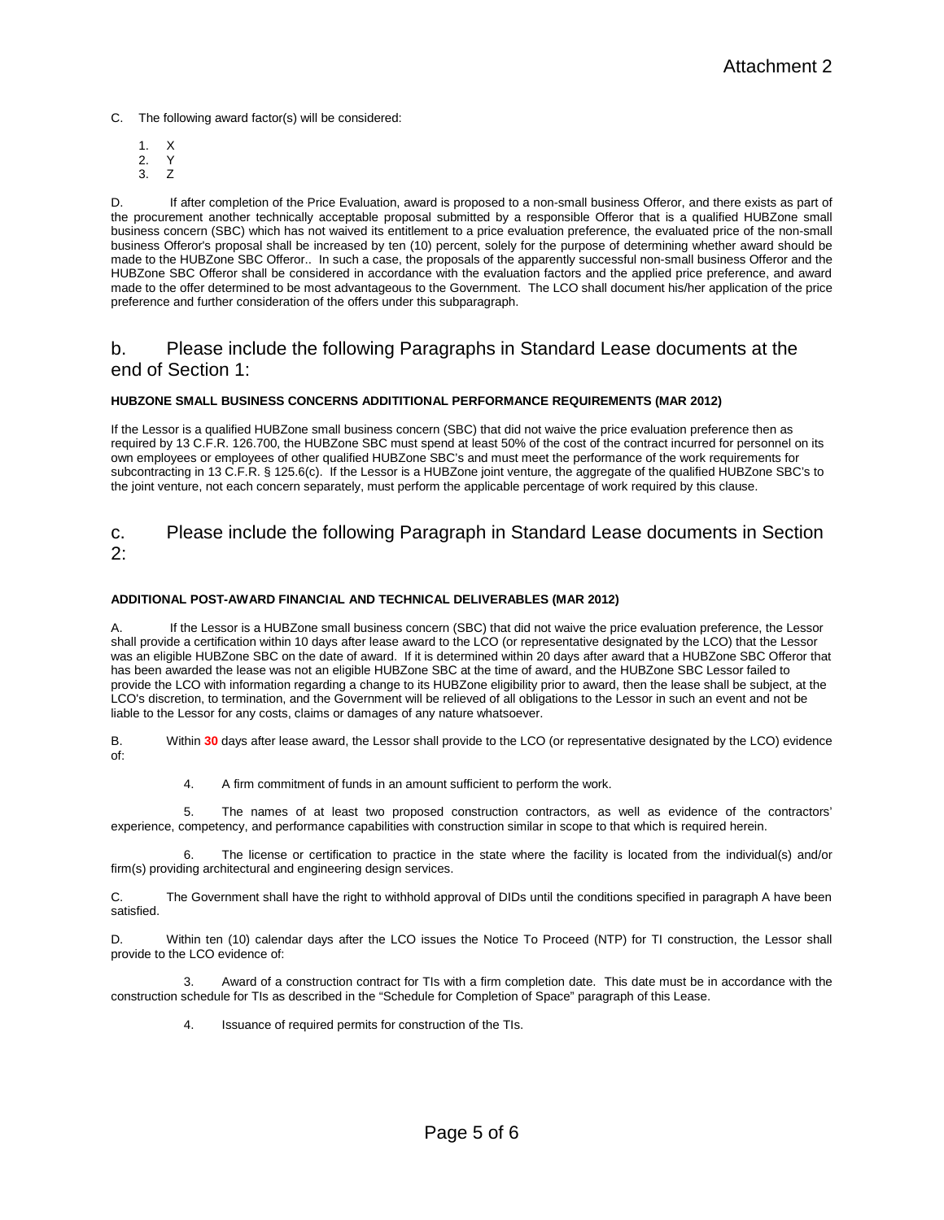C. The following award factor(s) will be considered:

1. X
2. Y
3. Z

D. If after completion of the Price Evaluation, award is proposed to a non-small business Offeror, and there exists as part of the procurement another technically acceptable proposal submitted by a responsible Offeror that is a qualified HUBZone small business concern (SBC) which has not waived its entitlement to a price evaluation preference, the evaluated price of the non-small business Offeror's proposal shall be increased by ten (10) percent, solely for the purpose of determining whether award should be made to the HUBZone SBC Offeror.. In such a case, the proposals of the apparently successful non-small business Offeror and the HUBZone SBC Offeror shall be considered in accordance with the evaluation factors and the applied price preference, and award made to the offer determined to be most advantageous to the Government. The LCO shall document his/her application of the price preference and further consideration of the offers under this subparagraph.

## b. Please include the following Paragraphs in Standard Lease documents at the end of Section 1:

**HUBZONE SMALL BUSINESS CONCERNS ADDITITIONAL PERFORMANCE REQUIREMENTS (MAR 2012)**

If the Lessor is a qualified HUBZone small business concern (SBC) that did not waive the price evaluation preference then as required by 13 C.F.R. 126.700, the HUBZone SBC must spend at least 50% of the cost of the contract incurred for personnel on its own employees or employees of other qualified HUBZone SBC's and must meet the performance of the work requirements for subcontracting in 13 C.F.R. § 125.6(c). If the Lessor is a HUBZone joint venture, the aggregate of the qualified HUBZone SBC's to the joint venture, not each concern separately, must perform the applicable percentage of work required by this clause.

## c. Please include the following Paragraph in Standard Lease documents in Section 2:

**ADDITIONAL POST-AWARD FINANCIAL AND TECHNICAL DELIVERABLES (MAR 2012)**

A. If the Lessor is a HUBZone small business concern (SBC) that did not waive the price evaluation preference, the Lessor shall provide a certification within 10 days after lease award to the LCO (or representative designated by the LCO) that the Lessor was an eligible HUBZone SBC on the date of award. If it is determined within 20 days after award that a HUBZone SBC Offeror that has been awarded the lease was not an eligible HUBZone SBC at the time of award, and the HUBZone SBC Lessor failed to provide the LCO with information regarding a change to its HUBZone eligibility prior to award, then the lease shall be subject, at the LCO's discretion, to termination, and the Government will be relieved of all obligations to the Lessor in such an event and not be liable to the Lessor for any costs, claims or damages of any nature whatsoever.

B. Within **30** days after lease award, the Lessor shall provide to the LCO (or representative designated by the LCO) evidence of:

4. A firm commitment of funds in an amount sufficient to perform the work.

5. The names of at least two proposed construction contractors, as well as evidence of the contractors' experience, competency, and performance capabilities with construction similar in scope to that which is required herein.

6. The license or certification to practice in the state where the facility is located from the individual(s) and/or firm(s) providing architectural and engineering design services.

C. The Government shall have the right to withhold approval of DIDs until the conditions specified in paragraph A have been satisfied.

D. Within ten (10) calendar days after the LCO issues the Notice To Proceed (NTP) for TI construction, the Lessor shall provide to the LCO evidence of:

3. Award of a construction contract for TIs with a firm completion date. This date must be in accordance with the construction schedule for TIs as described in the "Schedule for Completion of Space" paragraph of this Lease.

4. Issuance of required permits for construction of the TIs.